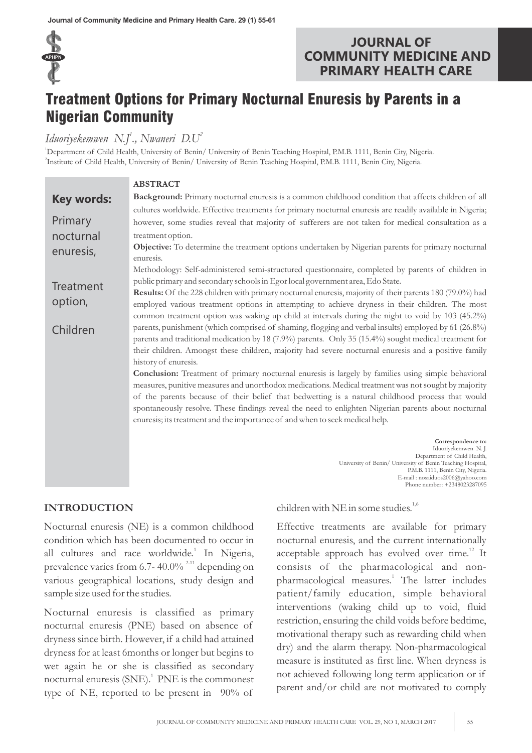# Treatment Options for Primary Nocturnal Enuresis by Parents in a Nigerian Community

*Iduoriyekemwen N.J*[1]*., Nwaneri D.U*[2]

[1]Department of Child Health, University of Benin/ University of Benin Teaching Hospital, P.M.B. 1111, Benin City, Nigeria.
[2]Institute of Child Health, University of Benin/ University of Benin Teaching Hospital, P.M.B. 1111, Benin City, Nigeria.

**Key words:** Primary nocturnal enuresis, Treatment option, Children

## ABSTRACT

**Background:** Primary nocturnal enuresis is a common childhood condition that affects children of all cultures worldwide. Effective treatments for primary nocturnal enuresis are readily available in Nigeria; however, some studies reveal that majority of sufferers are not taken for medical consultation as a treatment option.

**Objective:** To determine the treatment options undertaken by Nigerian parents for primary nocturnal enuresis.

Methodology: Self-administered semi-structured questionnaire, completed by parents of children in public primary and secondary schools in Egor local government area, Edo State.

**Results:** Of the 228 children with primary nocturnal enuresis, majority of their parents 180 (79.0%) had employed various treatment options in attempting to achieve dryness in their children. The most common treatment option was waking up child at intervals during the night to void by 103 (45.2%) parents, punishment (which comprised of shaming, flogging and verbal insults) employed by 61 (26.8%) parents and traditional medication by 18 (7.9%) parents. Only 35 (15.4%) sought medical treatment for their children. Amongst these children, majority had severe nocturnal enuresis and a positive family history of enuresis.

**Conclusion:** Treatment of primary nocturnal enuresis is largely by families using simple behavioral measures, punitive measures and unorthodox medications. Medical treatment was not sought by majority of the parents because of their belief that bedwetting is a natural childhood process that would spontaneously resolve. These findings reveal the need to enlighten Nigerian parents about nocturnal enuresis; its treatment and the importance of and when to seek medical help.

**Correspondence to:**
Iduoriyekemwen N. J.
Department of Child Health,
University of Benin/ University of Benin Teaching Hospital,
P.M.B. 1111, Benin City, Nigeria.
E-mail : nosaiduos2006@yahoo.com
Phone number: +2348023287095

## INTRODUCTION

Nocturnal enuresis (NE) is a common childhood condition which has been documented to occur in all cultures and race worldwide.[1] In Nigeria, prevalence varies from 6.7- 40.0% [2-11] depending on various geographical locations, study design and sample size used for the studies.

Nocturnal enuresis is classified as primary nocturnal enuresis (PNE) based on absence of dryness since birth. However, if a child had attained dryness for at least 6months or longer but begins to wet again he or she is classified as secondary nocturnal enuresis (SNE).[1] PNE is the commonest type of NE, reported to be present in 90% of children with NE in some studies.[1,6]

Effective treatments are available for primary nocturnal enuresis, and the current internationally acceptable approach has evolved over time.[12] It consists of the pharmacological and non-pharmacological measures.[1] The latter includes patient/family education, simple behavioral interventions (waking child up to void, fluid restriction, ensuring the child voids before bedtime, motivational therapy such as rewarding child when dry) and the alarm therapy. Non-pharmacological measure is instituted as first line. When dryness is not achieved following long term application or if parent and/or child are not motivated to comply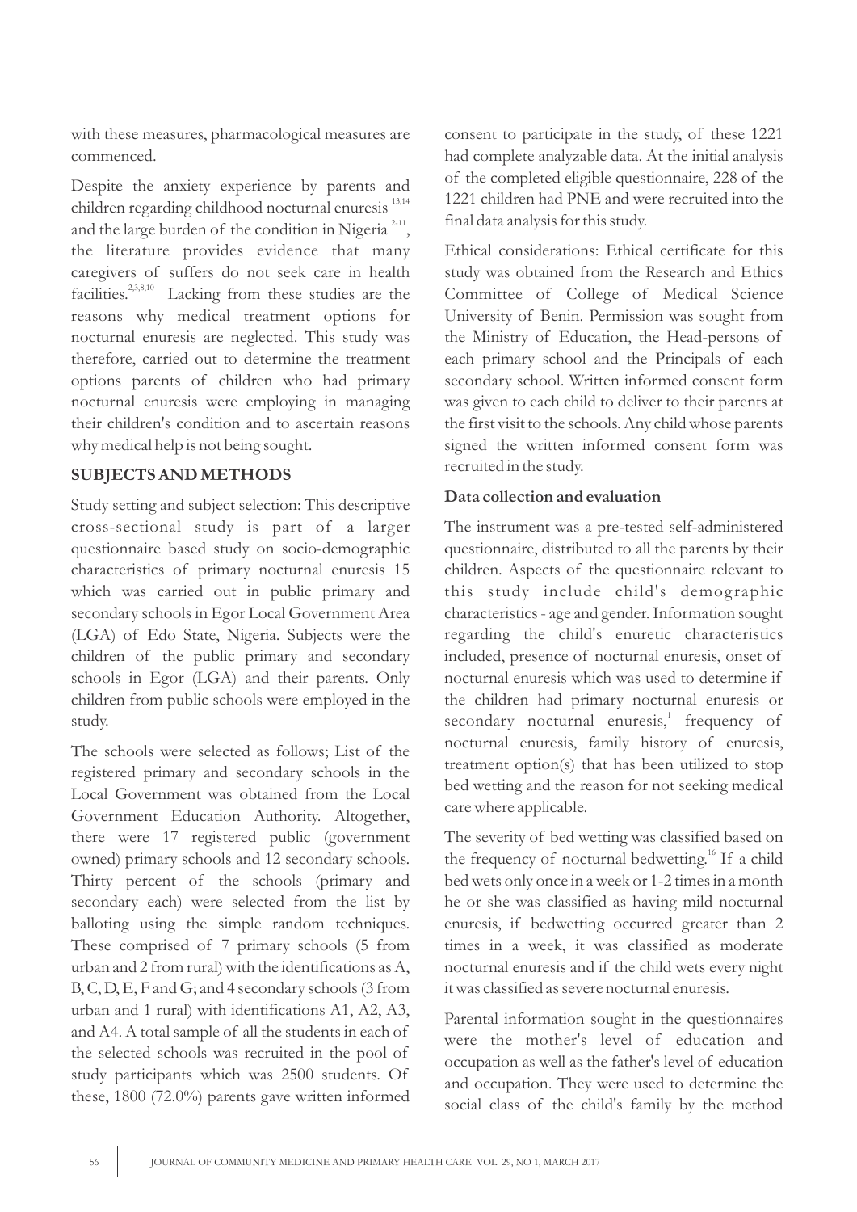with these measures, pharmacological measures are commenced.

Despite the anxiety experience by parents and children regarding childhood nocturnal enuresis [13,14] and the large burden of the condition in Nigeria [2-11], the literature provides evidence that many caregivers of suffers do not seek care in health facilities.[2,3,8,10] Lacking from these studies are the reasons why medical treatment options for nocturnal enuresis are neglected. This study was therefore, carried out to determine the treatment options parents of children who had primary nocturnal enuresis were employing in managing their children's condition and to ascertain reasons why medical help is not being sought.

## SUBJECTS AND METHODS

Study setting and subject selection: This descriptive cross-sectional study is part of a larger questionnaire based study on socio-demographic characteristics of primary nocturnal enuresis 15 which was carried out in public primary and secondary schools in Egor Local Government Area (LGA) of Edo State, Nigeria. Subjects were the children of the public primary and secondary schools in Egor (LGA) and their parents. Only children from public schools were employed in the study.

The schools were selected as follows; List of the registered primary and secondary schools in the Local Government was obtained from the Local Government Education Authority. Altogether, there were 17 registered public (government owned) primary schools and 12 secondary schools. Thirty percent of the schools (primary and secondary each) were selected from the list by balloting using the simple random techniques. These comprised of 7 primary schools (5 from urban and 2 from rural) with the identifications as A, B, C, D, E, F and G; and 4 secondary schools (3 from urban and 1 rural) with identifications A1, A2, A3, and A4. A total sample of all the students in each of the selected schools was recruited in the pool of study participants which was 2500 students. Of these, 1800 (72.0%) parents gave written informed consent to participate in the study, of these 1221 had complete analyzable data. At the initial analysis of the completed eligible questionnaire, 228 of the 1221 children had PNE and were recruited into the final data analysis for this study.

Ethical considerations: Ethical certificate for this study was obtained from the Research and Ethics Committee of College of Medical Science University of Benin. Permission was sought from the Ministry of Education, the Head-persons of each primary school and the Principals of each secondary school. Written informed consent form was given to each child to deliver to their parents at the first visit to the schools. Any child whose parents signed the written informed consent form was recruited in the study.

### Data collection and evaluation

The instrument was a pre-tested self-administered questionnaire, distributed to all the parents by their children. Aspects of the questionnaire relevant to this study include child's demographic characteristics - age and gender. Information sought regarding the child's enuretic characteristics included, presence of nocturnal enuresis, onset of nocturnal enuresis which was used to determine if the children had primary nocturnal enuresis or secondary nocturnal enuresis,[1] frequency of nocturnal enuresis, family history of enuresis, treatment option(s) that has been utilized to stop bed wetting and the reason for not seeking medical care where applicable.

The severity of bed wetting was classified based on the frequency of nocturnal bedwetting.[16] If a child bed wets only once in a week or 1-2 times in a month he or she was classified as having mild nocturnal enuresis, if bedwetting occurred greater than 2 times in a week, it was classified as moderate nocturnal enuresis and if the child wets every night it was classified as severe nocturnal enuresis.

Parental information sought in the questionnaires were the mother's level of education and occupation as well as the father's level of education and occupation. They were used to determine the social class of the child's family by the method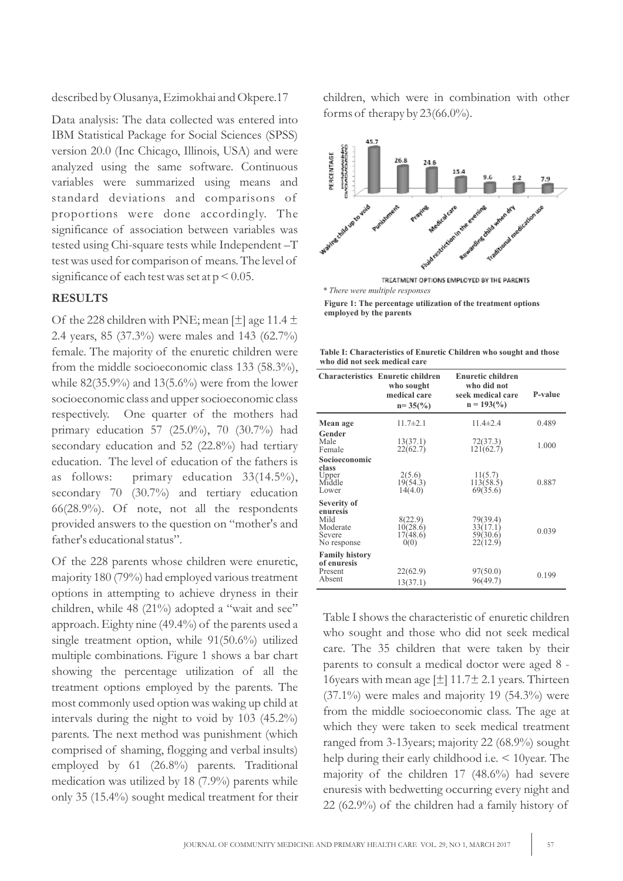described by Olusanya, Ezimokhai and Okpere.17

Data analysis: The data collected was entered into IBM Statistical Package for Social Sciences (SPSS) version 20.0 (Inc Chicago, Illinois, USA) and were analyzed using the same software. Continuous variables were summarized using means and standard deviations and comparisons of proportions were done accordingly. The significance of association between variables was tested using Chi-square tests while Independent –T test was used for comparison of means. The level of significance of each test was set at $p < 0.05$.

## RESULTS

Of the 228 children with PNE; mean [±] age 11.4 ± 2.4 years, 85 (37.3%) were males and 143 (62.7%) female. The majority of the enuretic children were from the middle socioeconomic class 133 (58.3%), while 82(35.9%) and 13(5.6%) were from the lower socioeconomic class and upper socioeconomic class respectively. One quarter of the mothers had primary education 57 (25.0%), 70 (30.7%) had secondary education and 52 (22.8%) had tertiary education. The level of education of the fathers is as follows: primary education 33(14.5%), secondary 70 (30.7%) and tertiary education 66(28.9%). Of note, not all the respondents provided answers to the question on "mother's and father's educational status".

Of the 228 parents whose children were enuretic, majority 180 (79%) had employed various treatment options in attempting to achieve dryness in their children, while 48 (21%) adopted a "wait and see" approach. Eighty nine (49.4%) of the parents used a single treatment option, while 91(50.6%) utilized multiple combinations. Figure 1 shows a bar chart showing the percentage utilization of all the treatment options employed by the parents. The most commonly used option was waking up child at intervals during the night to void by 103 (45.2%) parents. The next method was punishment (which comprised of shaming, flogging and verbal insults) employed by 61 (26.8%) parents. Traditional medication was utilized by 18 (7.9%) parents while only 35 (15.4%) sought medical treatment for their children, which were in combination with other forms of therapy by 23(66.0%).

*\* There were multiple responses*

**Figure 1: The percentage utilization of the treatment options employed by the parents**

**Table I: Characteristics of Enuretic Children who sought and those who did not seek medical care**

| Characteristics | Enuretic children who sought medical care n= 35(%) | Enuretic children who did not seek medical care n = 193(%) | P-value |
|---|---|---|---|
| **Mean age** | 11.7±2.1 | 11.4±2.4 | 0.489 |
| **Gender** | | | |
| Male | 13(37.1) | 72(37.3) | 1.000 |
| Female | 22(62.7) | 121(62.7) | |
| **Socioeconomic class** | | | |
| Upper | 2(5.6) | 11(5.7) | |
| Middle | 19(54.3) | 113(58.5) | 0.887 |
| Lower | 14(4.0) | 69(35.6) | |
| **Severity of enuresis** | | | |
| Mild | 8(22.9) | 79(39.4) | |
| Moderate | 10(28.6) | 33(17.1) | 0.039 |
| Severe | 17(48.6) | 59(30.6) | |
| No response | 0(0) | 22(12.9) | |
| **Family history of enuresis** | | | |
| Present | 22(62.9) | 97(50.0) | 0.199 |
| Absent | 13(37.1) | 96(49.7) | |

Table I shows the characteristic of enuretic children who sought and those who did not seek medical care. The 35 children that were taken by their parents to consult a medical doctor were aged 8 - 16years with mean age [±] 11.7± 2.1 years. Thirteen (37.1%) were males and majority 19 (54.3%) were from the middle socioeconomic class. The age at which they were taken to seek medical treatment ranged from 3-13years; majority 22 (68.9%) sought help during their early childhood i.e. < 10year. The majority of the children 17 (48.6%) had severe enuresis with bedwetting occurring every night and 22 (62.9%) of the children had a family history of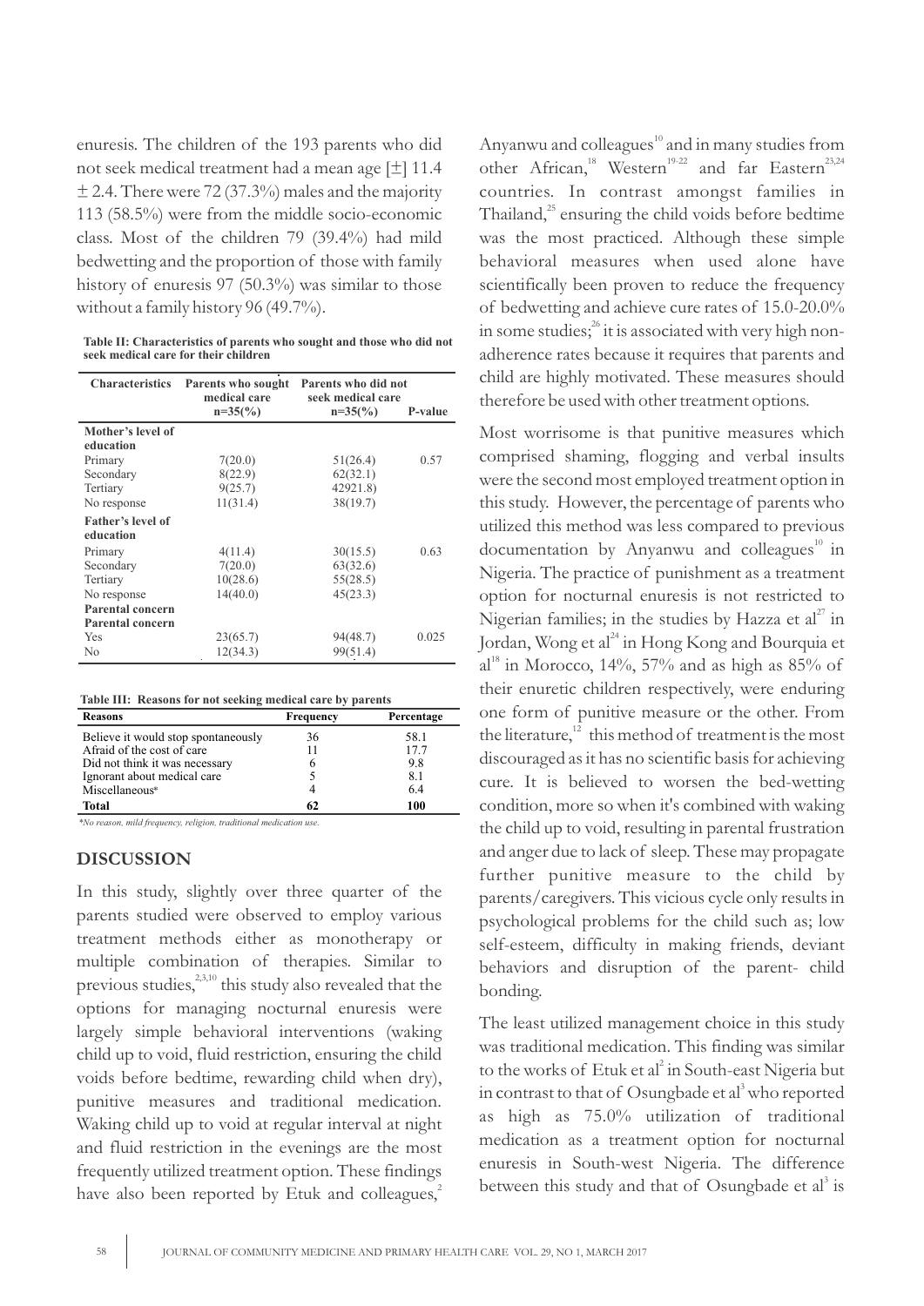enuresis. The children of the 193 parents who did not seek medical treatment had a mean age [±] 11.4 ± 2.4. There were 72 (37.3%) males and the majority 113 (58.5%) were from the middle socio-economic class. Most of the children 79 (39.4%) had mild bedwetting and the proportion of those with family history of enuresis 97 (50.3%) was similar to those without a family history 96 (49.7%).

**Table II: Characteristics of parents who sought and those who did not seek medical care for their children**

| Characteristics | Parents who sought medical care n=35(%) | Parents who did not seek medical care n=35(%) | P-value |
|---|---|---|---|
| **Mother's level of education** | | | |
| Primary | 7(20.0) | 51(26.4) | 0.57 |
| Secondary | 8(22.9) | 62(32.1) | |
| Tertiary | 9(25.7) | 42921.8) | |
| No response | 11(31.4) | 38(19.7) | |
| **Father's level of education** | | | |
| Primary | 4(11.4) | 30(15.5) | 0.63 |
| Secondary | 7(20.0) | 63(32.6) | |
| Tertiary | 10(28.6) | 55(28.5) | |
| No response | 14(40.0) | 45(23.3) | |
| **Parental concern** | | | |
| **Parental concern** | | | |
| Yes | 23(65.7) | 94(48.7) | 0.025 |
| No | 12(34.3) | 99(51.4) | |

**Table III: Reasons for not seeking medical care by parents**

| Reasons | Frequency | Percentage |
|---|---|---|
| Believe it would stop spontaneously | 36 | 58.1 |
| Afraid of the cost of care | 11 | 17.7 |
| Did not think it was necessary | 6 | 9.8 |
| Ignorant about medical care | 5 | 8.1 |
| Miscellaneous* | 4 | 6.4 |
| **Total** | **62** | **100** |

*No reason, mild frequency, religion, traditional medication use.*

## DISCUSSION

In this study, slightly over three quarter of the parents studied were observed to employ various treatment methods either as monotherapy or multiple combination of therapies. Similar to previous studies,[2,3,10] this study also revealed that the options for managing nocturnal enuresis were largely simple behavioral interventions (waking child up to void, fluid restriction, ensuring the child voids before bedtime, rewarding child when dry), punitive measures and traditional medication. Waking child up to void at regular interval at night and fluid restriction in the evenings are the most frequently utilized treatment option. These findings have also been reported by Etuk and colleagues,[2] Anyanwu and colleagues[10] and in many studies from other African,[18] Western[19-22] and far Eastern[23,24] countries. In contrast amongst families in Thailand,[25] ensuring the child voids before bedtime was the most practiced. Although these simple behavioral measures when used alone have scientifically been proven to reduce the frequency of bedwetting and achieve cure rates of 15.0-20.0% in some studies;[26] it is associated with very high non-adherence rates because it requires that parents and child are highly motivated. These measures should therefore be used with other treatment options.

Most worrisome is that punitive measures which comprised shaming, flogging and verbal insults were the second most employed treatment option in this study. However, the percentage of parents who utilized this method was less compared to previous documentation by Anyanwu and colleagues[10] in Nigeria. The practice of punishment as a treatment option for nocturnal enuresis is not restricted to Nigerian families; in the studies by Hazza et al[27] in Jordan, Wong et al[24] in Hong Kong and Bourquia et al[18] in Morocco, 14%, 57% and as high as 85% of their enuretic children respectively, were enduring one form of punitive measure or the other. From the literature,[12] this method of treatment is the most discouraged as it has no scientific basis for achieving cure. It is believed to worsen the bed-wetting condition, more so when it's combined with waking the child up to void, resulting in parental frustration and anger due to lack of sleep. These may propagate further punitive measure to the child by parents/caregivers. This vicious cycle only results in psychological problems for the child such as; low self-esteem, difficulty in making friends, deviant behaviors and disruption of the parent- child bonding.

The least utilized management choice in this study was traditional medication. This finding was similar to the works of Etuk et al[2] in South-east Nigeria but in contrast to that of Osungbade et al[3] who reported as high as 75.0% utilization of traditional medication as a treatment option for nocturnal enuresis in South-west Nigeria. The difference between this study and that of Osungbade et al[3] is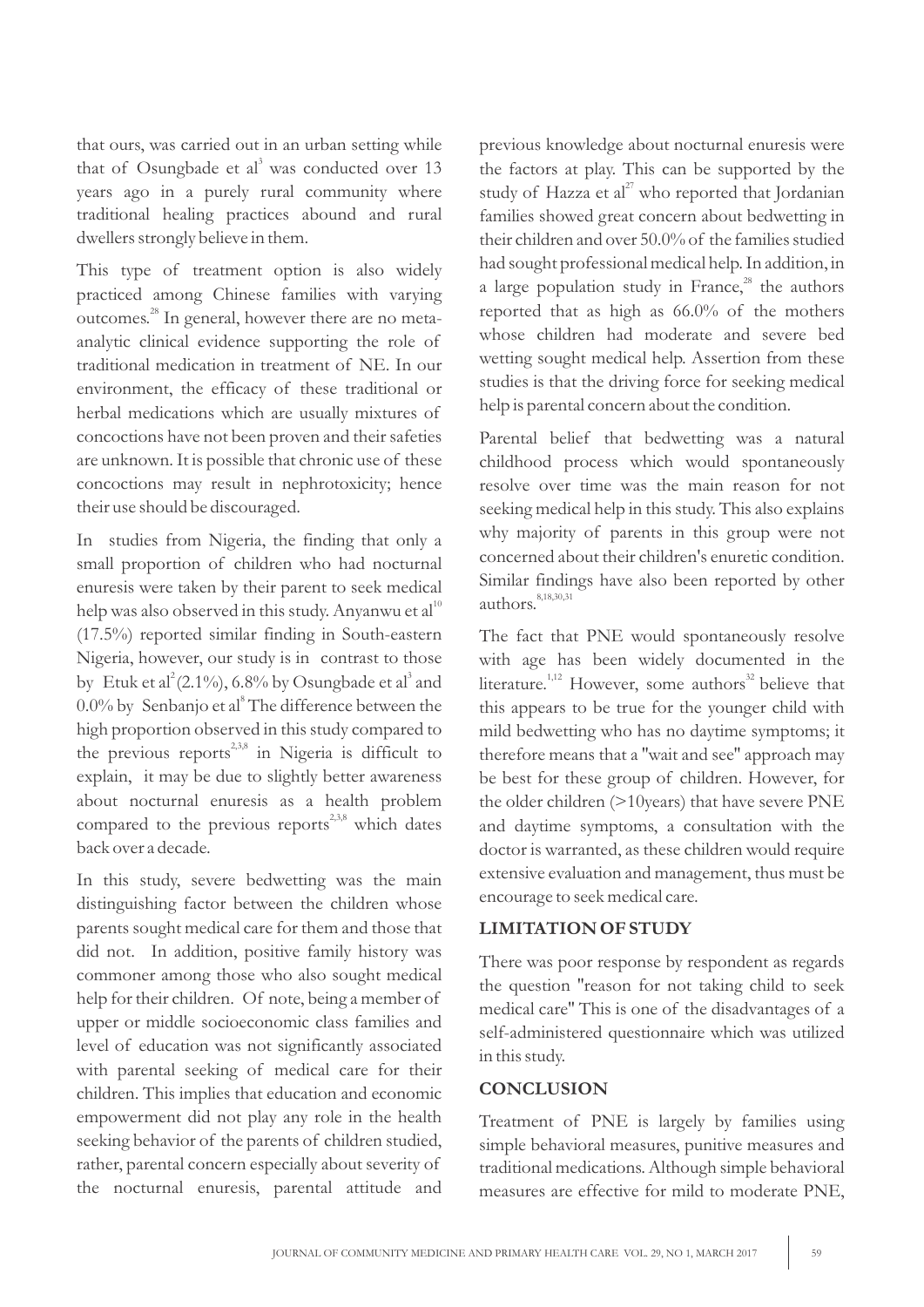that ours, was carried out in an urban setting while that of Osungbade et al[3] was conducted over 13 years ago in a purely rural community where traditional healing practices abound and rural dwellers strongly believe in them.

This type of treatment option is also widely practiced among Chinese families with varying outcomes.[28] In general, however there are no meta-analytic clinical evidence supporting the role of traditional medication in treatment of NE. In our environment, the efficacy of these traditional or herbal medications which are usually mixtures of concoctions have not been proven and their safeties are unknown. It is possible that chronic use of these concoctions may result in nephrotoxicity; hence their use should be discouraged.

In studies from Nigeria, the finding that only a small proportion of children who had nocturnal enuresis were taken by their parent to seek medical help was also observed in this study. Anyanwu et al[10] (17.5%) reported similar finding in South-eastern Nigeria, however, our study is in contrast to those by Etuk et al[2] (2.1%), 6.8% by Osungbade et al[3] and 0.0% by Senbanjo et al[8] The difference between the high proportion observed in this study compared to the previous reports[2,3,8] in Nigeria is difficult to explain, it may be due to slightly better awareness about nocturnal enuresis as a health problem compared to the previous reports[2,3,8] which dates back over a decade.

In this study, severe bedwetting was the main distinguishing factor between the children whose parents sought medical care for them and those that did not. In addition, positive family history was commoner among those who also sought medical help for their children. Of note, being a member of upper or middle socioeconomic class families and level of education was not significantly associated with parental seeking of medical care for their children. This implies that education and economic empowerment did not play any role in the health seeking behavior of the parents of children studied, rather, parental concern especially about severity of the nocturnal enuresis, parental attitude and previous knowledge about nocturnal enuresis were the factors at play. This can be supported by the study of Hazza et al[27] who reported that Jordanian families showed great concern about bedwetting in their children and over 50.0% of the families studied had sought professional medical help. In addition, in a large population study in France,[28] the authors reported that as high as 66.0% of the mothers whose children had moderate and severe bed wetting sought medical help. Assertion from these studies is that the driving force for seeking medical help is parental concern about the condition.

Parental belief that bedwetting was a natural childhood process which would spontaneously resolve over time was the main reason for not seeking medical help in this study. This also explains why majority of parents in this group were not concerned about their children's enuretic condition. Similar findings have also been reported by other authors.[8,18,30,31]

The fact that PNE would spontaneously resolve with age has been widely documented in the literature.[1,12] However, some authors[32] believe that this appears to be true for the younger child with mild bedwetting who has no daytime symptoms; it therefore means that a "wait and see" approach may be best for these group of children. However, for the older children (>10years) that have severe PNE and daytime symptoms, a consultation with the doctor is warranted, as these children would require extensive evaluation and management, thus must be encourage to seek medical care.

## LIMITATION OF STUDY

There was poor response by respondent as regards the question "reason for not taking child to seek medical care" This is one of the disadvantages of a self-administered questionnaire which was utilized in this study.

## CONCLUSION

Treatment of PNE is largely by families using simple behavioral measures, punitive measures and traditional medications. Although simple behavioral measures are effective for mild to moderate PNE,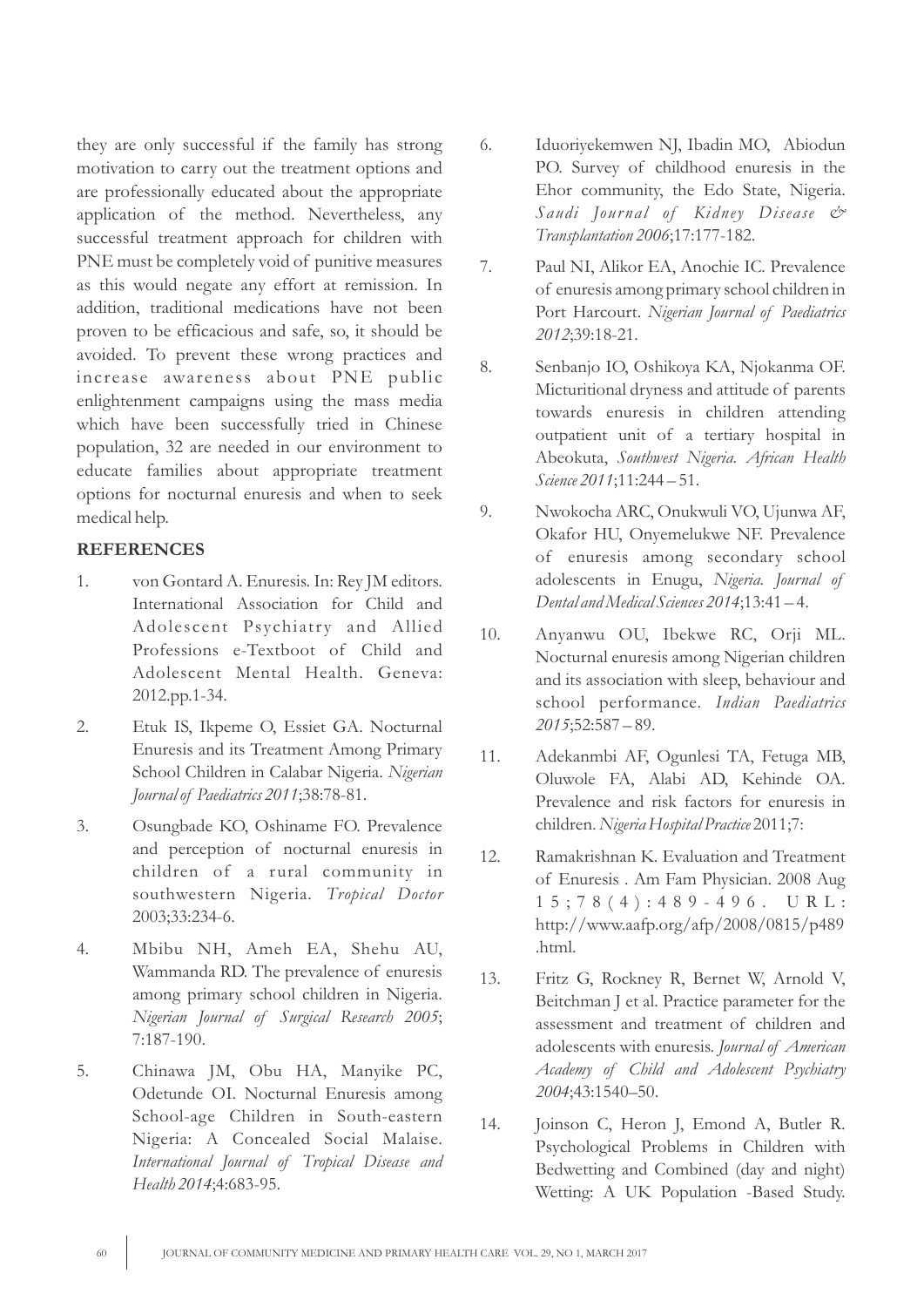they are only successful if the family has strong motivation to carry out the treatment options and are professionally educated about the appropriate application of the method. Nevertheless, any successful treatment approach for children with PNE must be completely void of punitive measures as this would negate any effort at remission. In addition, traditional medications have not been proven to be efficacious and safe, so, it should be avoided. To prevent these wrong practices and increase awareness about PNE public enlightenment campaigns using the mass media which have been successfully tried in Chinese population, 32 are needed in our environment to educate families about appropriate treatment options for nocturnal enuresis and when to seek medical help.

## REFERENCES

1. von Gontard A. Enuresis. In: Rey JM editors. International Association for Child and Adolescent Psychiatry and Allied Professions e-Textboot of Child and Adolescent Mental Health. Geneva: 2012.pp.1-34.
2. Etuk IS, Ikpeme O, Essiet GA. Nocturnal Enuresis and its Treatment Among Primary School Children in Calabar Nigeria. *Nigerian Journal of Paediatrics 2011*;38:78-81.
3. Osungbade KO, Oshiname FO. Prevalence and perception of nocturnal enuresis in children of a rural community in southwestern Nigeria. *Tropical Doctor* 2003;33:234-6.
4. Mbibu NH, Ameh EA, Shehu AU, Wammanda RD. The prevalence of enuresis among primary school children in Nigeria. *Nigerian Journal of Surgical Research 2005*; 7:187-190.
5. Chinawa JM, Obu HA, Manyike PC, Odetunde OI. Nocturnal Enuresis among School-age Children in South-eastern Nigeria: A Concealed Social Malaise. *International Journal of Tropical Disease and Health 2014*;4:683-95.
6. Iduoriyekemwen NJ, Ibadin MO, Abiodun PO. Survey of childhood enuresis in the Ehor community, the Edo State, Nigeria. *Saudi Journal of Kidney Disease & Transplantation 2006*;17:177-182.
7. Paul NI, Alikor EA, Anochie IC. Prevalence of enuresis among primary school children in Port Harcourt. *Nigerian Journal of Paediatrics 2012*;39:18-21.
8. Senbanjo IO, Oshikoya KA, Njokanma OF. Micturitional dryness and attitude of parents towards enuresis in children attending outpatient unit of a tertiary hospital in Abeokuta, *Southwest Nigeria. African Health Science 2011*;11:244 – 51.
9. Nwokocha ARC, Onukwuli VO, Ujunwa AF, Okafor HU, Onyemelukwe NF. Prevalence of enuresis among secondary school adolescents in Enugu, *Nigeria. Journal of Dental and Medical Sciences 2014*;13:41 – 4.
10. Anyanwu OU, Ibekwe RC, Orji ML. Nocturnal enuresis among Nigerian children and its association with sleep, behaviour and school performance. *Indian Paediatrics 2015*;52:587 – 89.
11. Adekanmbi AF, Ogunlesi TA, Fetuga MB, Oluwole FA, Alabi AD, Kehinde OA. Prevalence and risk factors for enuresis in children. *Nigeria Hospital Practice* 2011;7:
12. Ramakrishnan K. Evaluation and Treatment of Enuresis . Am Fam Physician. 2008 Aug 15;78(4):489-496. URL: http://www.aafp.org/afp/2008/0815/p489.html.
13. Fritz G, Rockney R, Bernet W, Arnold V, Beitchman J et al. Practice parameter for the assessment and treatment of children and adolescents with enuresis. *Journal of American Academy of Child and Adolescent Psychiatry 2004*;43:1540–50.
14. Joinson C, Heron J, Emond A, Butler R. Psychological Problems in Children with Bedwetting and Combined (day and night) Wetting: A UK Population -Based Study.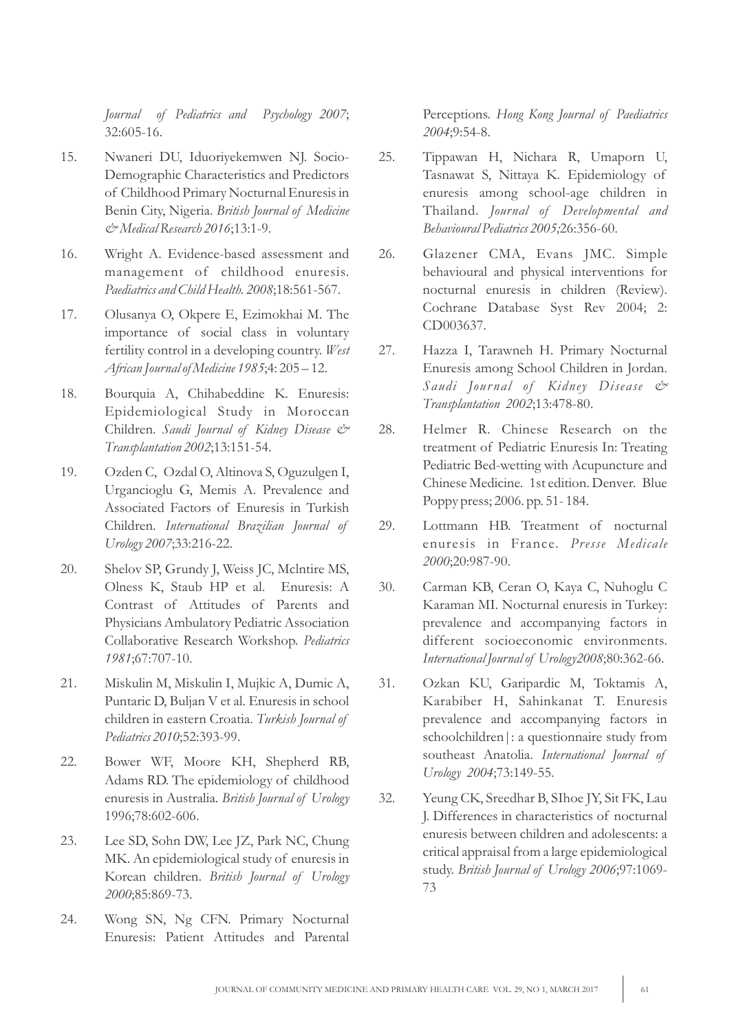*Journal of Pediatrics and Psychology 2007*; 32:605-16.

15. Nwaneri DU, Iduoriyekemwen NJ. Socio-Demographic Characteristics and Predictors of Childhood Primary Nocturnal Enuresis in Benin City, Nigeria. *British Journal of Medicine & Medical Research 2016*;13:1-9.

16. Wright A. Evidence-based assessment and management of childhood enuresis. *Paediatrics and Child Health. 2008*;18:561-567.

17. Olusanya O, Okpere E, Ezimokhai M. The importance of social class in voluntary fertility control in a developing country. *West African Journal of Medicine 1985*;4: 205 – 12.

18. Bourquia A, Chihabeddine K. Enuresis: Epidemiological Study in Moroccan Children. *Saudi Journal of Kidney Disease & Transplantation 2002*;13:151-54.

19. Ozden C, Ozdal O, Altinova S, Oguzulgen I, Urgancioglu G, Memis A. Prevalence and Associated Factors of Enuresis in Turkish Children. *International Brazilian Journal of Urology 2007*;33:216-22.

20. Shelov SP, Grundy J, Weiss JC, Mclntire MS, Olness K, Staub HP et al. Enuresis: A Contrast of Attitudes of Parents and Physicians Ambulatory Pediatric Association Collaborative Research Workshop. *Pediatrics 1981*;67:707-10.

21. Miskulin M, Miskulin I, Mujkic A, Dumic A, Puntaric D, Buljan V et al. Enuresis in school children in eastern Croatia. *Turkish Journal of Pediatrics 2010*;52:393-99.

22. Bower WF, Moore KH, Shepherd RB, Adams RD. The epidemiology of childhood enuresis in Australia. *British Journal of Urology* 1996;78:602-606.

23. Lee SD, Sohn DW, Lee JZ, Park NC, Chung MK. An epidemiological study of enuresis in Korean children. *British Journal of Urology 2000*;85:869-73.

24. Wong SN, Ng CFN. Primary Nocturnal Enuresis: Patient Attitudes and Parental Perceptions. *Hong Kong Journal of Paediatrics 2004*;9:54-8.

25. Tippawan H, Nichara R, Umaporn U, Tasnawat S, Nittaya K. Epidemiology of enuresis among school-age children in Thailand. *Journal of Developmental and Behavioural Pediatrics 2005;*26:356-60.

26. Glazener CMA, Evans JMC. Simple behavioural and physical interventions for nocturnal enuresis in children (Review). Cochrane Database Syst Rev 2004; 2: CD003637.

27. Hazza I, Tarawneh H. Primary Nocturnal Enuresis among School Children in Jordan. *Saudi Journal of Kidney Disease & Transplantation 2002*;13:478-80.

28. Helmer R. Chinese Research on the treatment of Pediatric Enuresis In: Treating Pediatric Bed-wetting with Acupuncture and Chinese Medicine. 1st edition. Denver. Blue Poppy press; 2006. pp. 51- 184.

29. Lottmann HB. Treatment of nocturnal enuresis in France. *Presse Medicale 2000*;20:987-90.

30. Carman KB, Ceran O, Kaya C, Nuhoglu C Karaman MI. Nocturnal enuresis in Turkey: prevalence and accompanying factors in different socioeconomic environments. *International Journal of Urology2008*;80:362-66.

31. Ozkan KU, Garipardic M, Toktamis A, Karabiber H, Sahinkanat T. Enuresis prevalence and accompanying factors in schoolchildren|: a questionnaire study from southeast Anatolia. *International Journal of Urology 2004*;73:149-55.

32. Yeung CK, Sreedhar B, SIhoe JY, Sit FK, Lau J. Differences in characteristics of nocturnal enuresis between children and adolescents: a critical appraisal from a large epidemiological study. *British Journal of Urology 2006*;97:1069-73